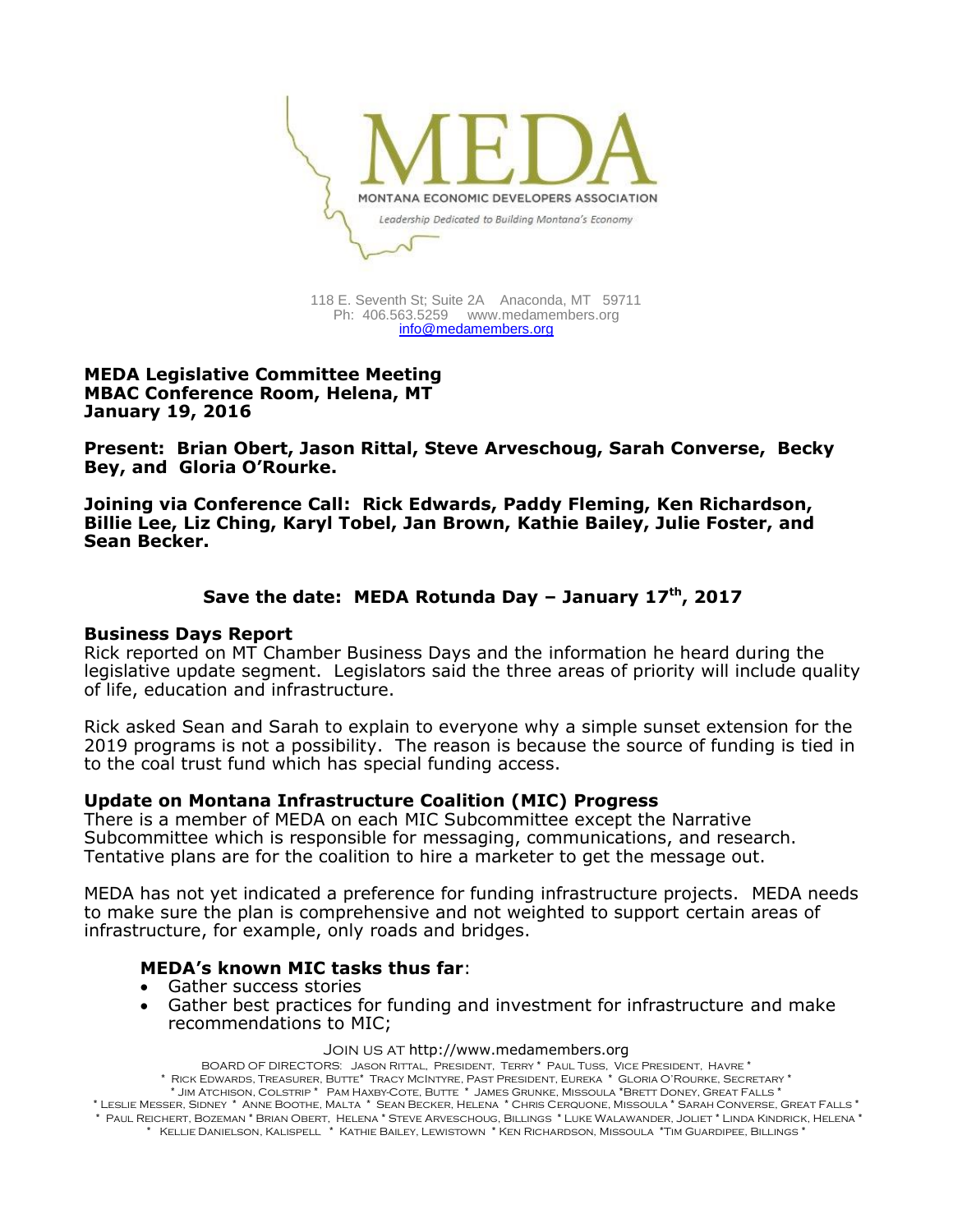MEDA

MONTANA ECONOMIC DEVELOPERS ASSOCIATION

*Leadership Dedicated to Building Montana's Economy*

118 E. Seventh St; Suite 2A Anaconda, MT 59711
Ph: 406.563.5259 www.medamembers.org
info@medamembers.org

**MEDA Legislative Committee Meeting**
**MBAC Conference Room, Helena, MT**
**January 19, 2016**

**Present: Brian Obert, Jason Rittal, Steve Arveschoug, Sarah Converse, Becky Bey, and Gloria O'Rourke.**

**Joining via Conference Call: Rick Edwards, Paddy Fleming, Ken Richardson, Billie Lee, Liz Ching, Karyl Tobel, Jan Brown, Kathie Bailey, Julie Foster, and Sean Becker.**

**Save the date: MEDA Rotunda Day – January 17th, 2017**

### Business Days Report

Rick reported on MT Chamber Business Days and the information he heard during the legislative update segment. Legislators said the three areas of priority will include quality of life, education and infrastructure.

Rick asked Sean and Sarah to explain to everyone why a simple sunset extension for the 2019 programs is not a possibility. The reason is because the source of funding is tied in to the coal trust fund which has special funding access.

### Update on Montana Infrastructure Coalition (MIC) Progress

There is a member of MEDA on each MIC Subcommittee except the Narrative Subcommittee which is responsible for messaging, communications, and research. Tentative plans are for the coalition to hire a marketer to get the message out.

MEDA has not yet indicated a preference for funding infrastructure projects. MEDA needs to make sure the plan is comprehensive and not weighted to support certain areas of infrastructure, for example, only roads and bridges.

**MEDA's known MIC tasks thus far**:

- Gather success stories
- Gather best practices for funding and investment for infrastructure and make recommendations to MIC;

Join us at http://www.medamembers.org

BOARD OF DIRECTORS: Jason Rittal, President, Terry * Paul Tuss, Vice President, Havre * Rick Edwards, Treasurer, Butte* Tracy McIntyre, Past President, Eureka * Gloria O'Rourke, Secretary * Jim Atchison, Colstrip * Pam Haxby-Cote, Butte * James Grunke, Missoula *Brett Doney, Great Falls * Leslie Messer, Sidney * Anne Boothe, Malta * Sean Becker, Helena * Chris Cerquone, Missoula * Sarah Converse, Great Falls * Paul Reichert, Bozeman * Brian Obert, Helena * Steve Arveschoug, Billings * Luke Walawander, Joliet * Linda Kindrick, Helena * Kellie Danielson, Kalispell * Kathie Bailey, Lewistown * Ken Richardson, Missoula *Tim Guardipee, Billings *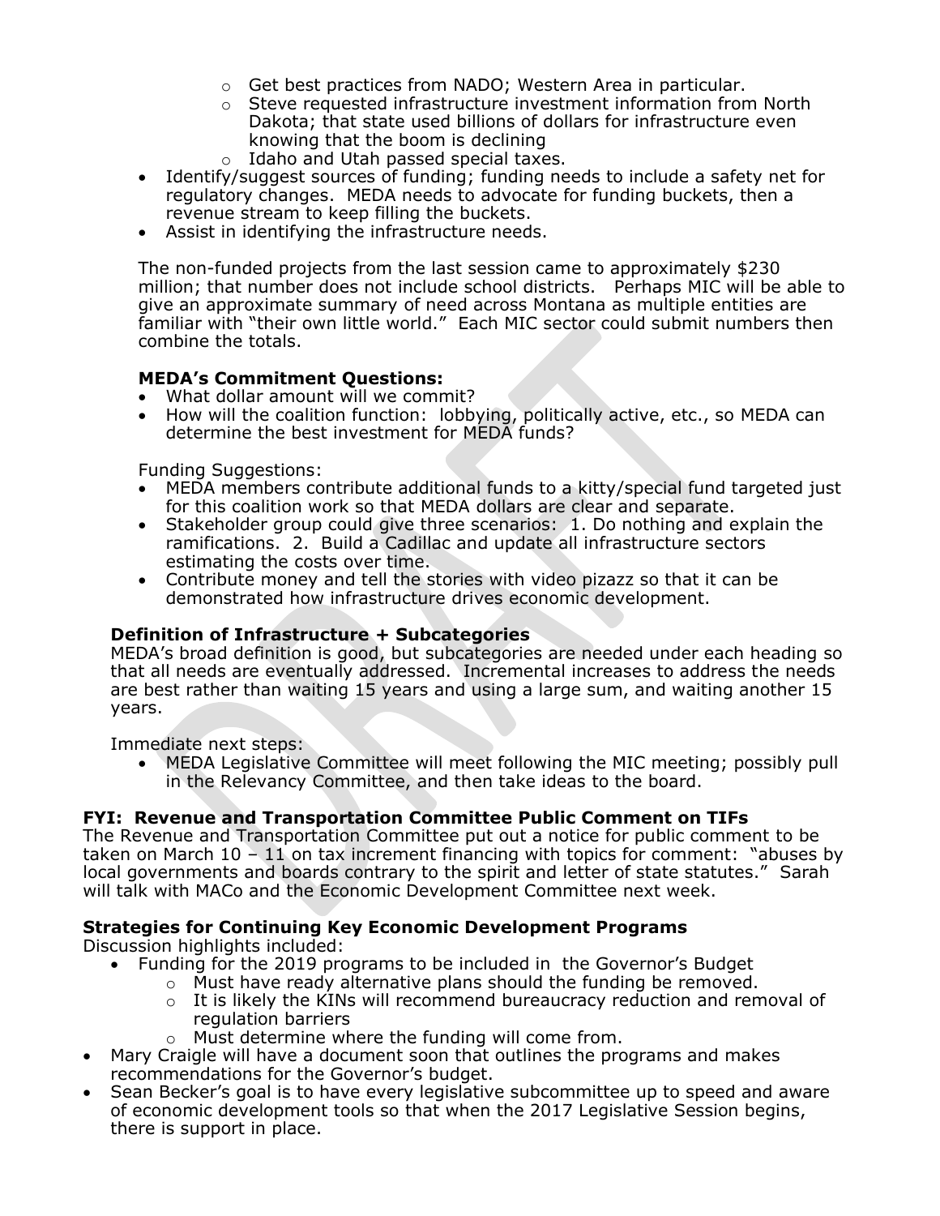- Get best practices from NADO; Western Area in particular.
  - Steve requested infrastructure investment information from North Dakota; that state used billions of dollars for infrastructure even knowing that the boom is declining
  - Idaho and Utah passed special taxes.
- Identify/suggest sources of funding; funding needs to include a safety net for regulatory changes. MEDA needs to advocate for funding buckets, then a revenue stream to keep filling the buckets.
- Assist in identifying the infrastructure needs.

The non-funded projects from the last session came to approximately $230 million; that number does not include school districts. Perhaps MIC will be able to give an approximate summary of need across Montana as multiple entities are familiar with "their own little world." Each MIC sector could submit numbers then combine the totals.

**MEDA's Commitment Questions:**

- What dollar amount will we commit?
- How will the coalition function: lobbying, politically active, etc., so MEDA can determine the best investment for MEDA funds?

Funding Suggestions:

- MEDA members contribute additional funds to a kitty/special fund targeted just for this coalition work so that MEDA dollars are clear and separate.
- Stakeholder group could give three scenarios: 1. Do nothing and explain the ramifications. 2. Build a Cadillac and update all infrastructure sectors estimating the costs over time.
- Contribute money and tell the stories with video pizazz so that it can be demonstrated how infrastructure drives economic development.

**Definition of Infrastructure + Subcategories**

MEDA's broad definition is good, but subcategories are needed under each heading so that all needs are eventually addressed. Incremental increases to address the needs are best rather than waiting 15 years and using a large sum, and waiting another 15 years.

Immediate next steps:

- MEDA Legislative Committee will meet following the MIC meeting; possibly pull in the Relevancy Committee, and then take ideas to the board.

**FYI: Revenue and Transportation Committee Public Comment on TIFs**

The Revenue and Transportation Committee put out a notice for public comment to be taken on March 10 – 11 on tax increment financing with topics for comment: "abuses by local governments and boards contrary to the spirit and letter of state statutes." Sarah will talk with MACo and the Economic Development Committee next week.

**Strategies for Continuing Key Economic Development Programs**

Discussion highlights included:

- Funding for the 2019 programs to be included in the Governor's Budget
  - Must have ready alternative plans should the funding be removed.
  - It is likely the KINs will recommend bureaucracy reduction and removal of regulation barriers
  - Must determine where the funding will come from.
- Mary Craigle will have a document soon that outlines the programs and makes recommendations for the Governor's budget.
- Sean Becker's goal is to have every legislative subcommittee up to speed and aware of economic development tools so that when the 2017 Legislative Session begins, there is support in place.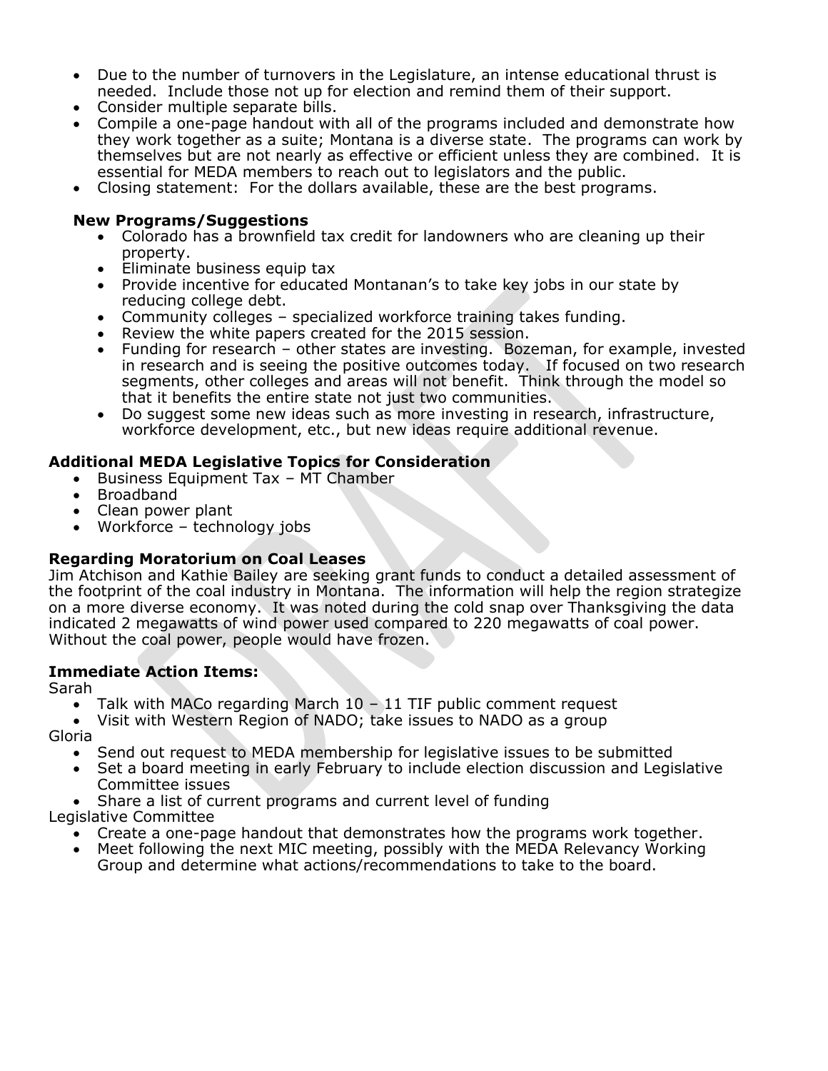- Due to the number of turnovers in the Legislature, an intense educational thrust is needed. Include those not up for election and remind them of their support.
- Consider multiple separate bills.
- Compile a one-page handout with all of the programs included and demonstrate how they work together as a suite; Montana is a diverse state. The programs can work by themselves but are not nearly as effective or efficient unless they are combined. It is essential for MEDA members to reach out to legislators and the public.
- Closing statement: For the dollars available, these are the best programs.

**New Programs/Suggestions**

- Colorado has a brownfield tax credit for landowners who are cleaning up their property.
- Eliminate business equip tax
- Provide incentive for educated Montanan's to take key jobs in our state by reducing college debt.
- Community colleges – specialized workforce training takes funding.
- Review the white papers created for the 2015 session.
- Funding for research – other states are investing. Bozeman, for example, invested in research and is seeing the positive outcomes today. If focused on two research segments, other colleges and areas will not benefit. Think through the model so that it benefits the entire state not just two communities.
- Do suggest some new ideas such as more investing in research, infrastructure, workforce development, etc., but new ideas require additional revenue.

## Additional MEDA Legislative Topics for Consideration

- Business Equipment Tax – MT Chamber
- Broadband
- Clean power plant
- Workforce – technology jobs

## Regarding Moratorium on Coal Leases

Jim Atchison and Kathie Bailey are seeking grant funds to conduct a detailed assessment of the footprint of the coal industry in Montana. The information will help the region strategize on a more diverse economy. It was noted during the cold snap over Thanksgiving the data indicated 2 megawatts of wind power used compared to 220 megawatts of coal power. Without the coal power, people would have frozen.

## Immediate Action Items:

Sarah

- Talk with MACo regarding March 10 – 11 TIF public comment request
- Visit with Western Region of NADO; take issues to NADO as a group

Gloria

- Send out request to MEDA membership for legislative issues to be submitted
- Set a board meeting in early February to include election discussion and Legislative Committee issues
- Share a list of current programs and current level of funding

Legislative Committee

- Create a one-page handout that demonstrates how the programs work together.
- Meet following the next MIC meeting, possibly with the MEDA Relevancy Working Group and determine what actions/recommendations to take to the board.